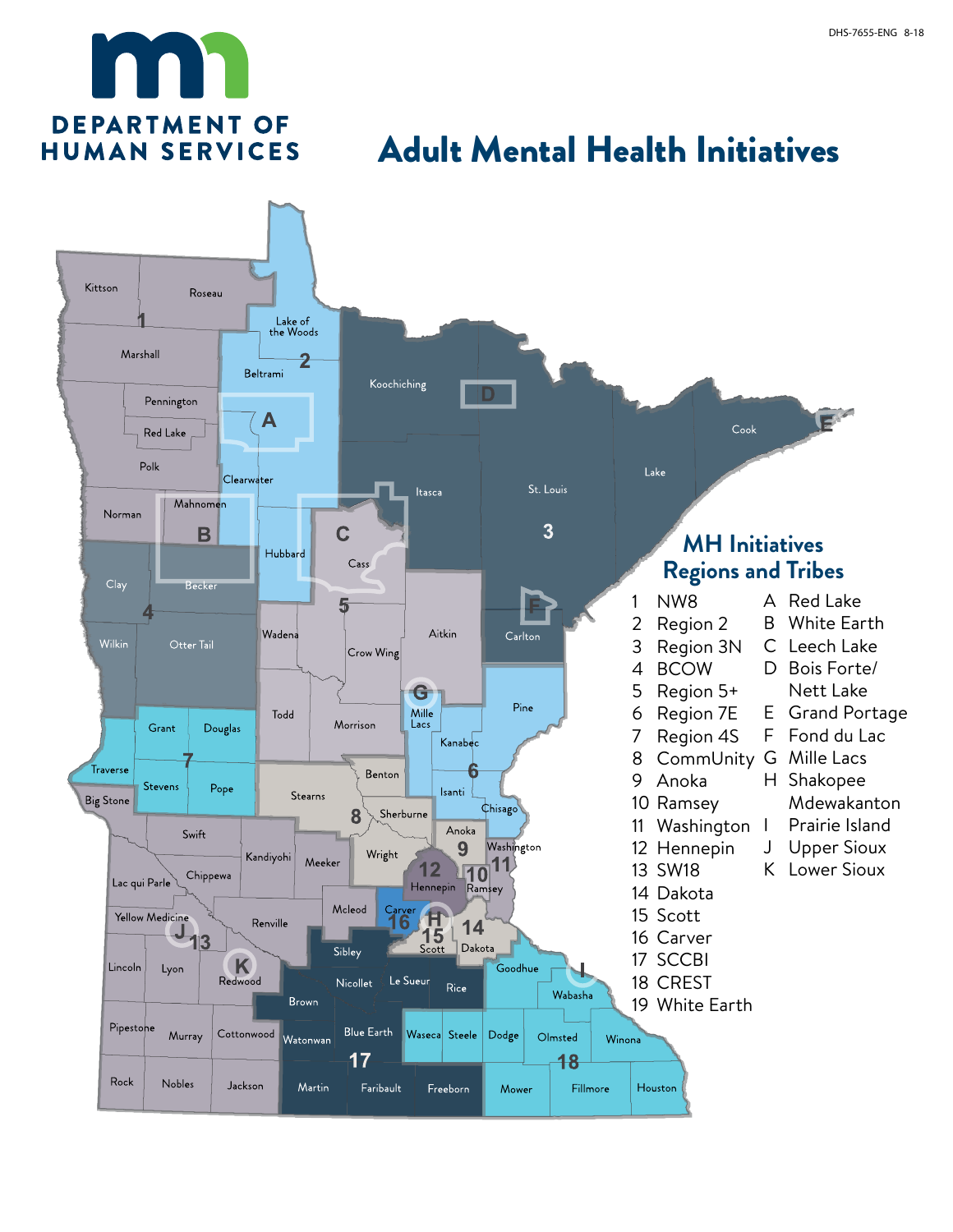# Adult Mental Health Initiatives

DEPARTMENT OF HUMAN SERVICES

## MH Initiatives Regions and Tribes

1. NW8
2. Region 2
3. Region 3N
4. BCOW
5. Region 5+
6. Region 7E
7. Region 4S
8. CommUnity
9. Anoka
10. Ramsey
11. Washington
12. Hennepin
13. SW18
14. Dakota
15. Scott
16. Carver
17. SCCBI
18. CREST
19. White Earth

- A Red Lake
- B White Earth
- C Leech Lake
- D Bois Forte/ Nett Lake
- E Grand Portage
- F Fond du Lac
- G Mille Lacs
- H Shakopee Mdewakanton
- I Prairie Island
- J Upper Sioux
- K Lower Sioux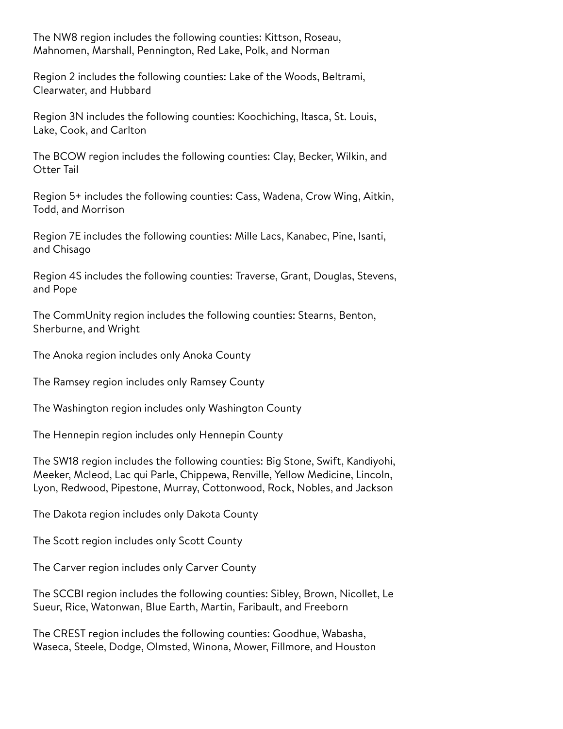The NW8 region includes the following counties: Kittson, Roseau, Mahnomen, Marshall, Pennington, Red Lake, Polk, and Norman

Region 2 includes the following counties: Lake of the Woods, Beltrami, Clearwater, and Hubbard

Region 3N includes the following counties: Koochiching, Itasca, St. Louis, Lake, Cook, and Carlton

The BCOW region includes the following counties: Clay, Becker, Wilkin, and Otter Tail

Region 5+ includes the following counties: Cass, Wadena, Crow Wing, Aitkin, Todd, and Morrison

Region 7E includes the following counties: Mille Lacs, Kanabec, Pine, Isanti, and Chisago

Region 4S includes the following counties: Traverse, Grant, Douglas, Stevens, and Pope

The CommUnity region includes the following counties: Stearns, Benton, Sherburne, and Wright

The Anoka region includes only Anoka County

The Ramsey region includes only Ramsey County

The Washington region includes only Washington County

The Hennepin region includes only Hennepin County

The SW18 region includes the following counties: Big Stone, Swift, Kandiyohi, Meeker, Mcleod, Lac qui Parle, Chippewa, Renville, Yellow Medicine, Lincoln, Lyon, Redwood, Pipestone, Murray, Cottonwood, Rock, Nobles, and Jackson

The Dakota region includes only Dakota County

The Scott region includes only Scott County

The Carver region includes only Carver County

The SCCBI region includes the following counties: Sibley, Brown, Nicollet, Le Sueur, Rice, Watonwan, Blue Earth, Martin, Faribault, and Freeborn

The CREST region includes the following counties: Goodhue, Wabasha, Waseca, Steele, Dodge, Olmsted, Winona, Mower, Fillmore, and Houston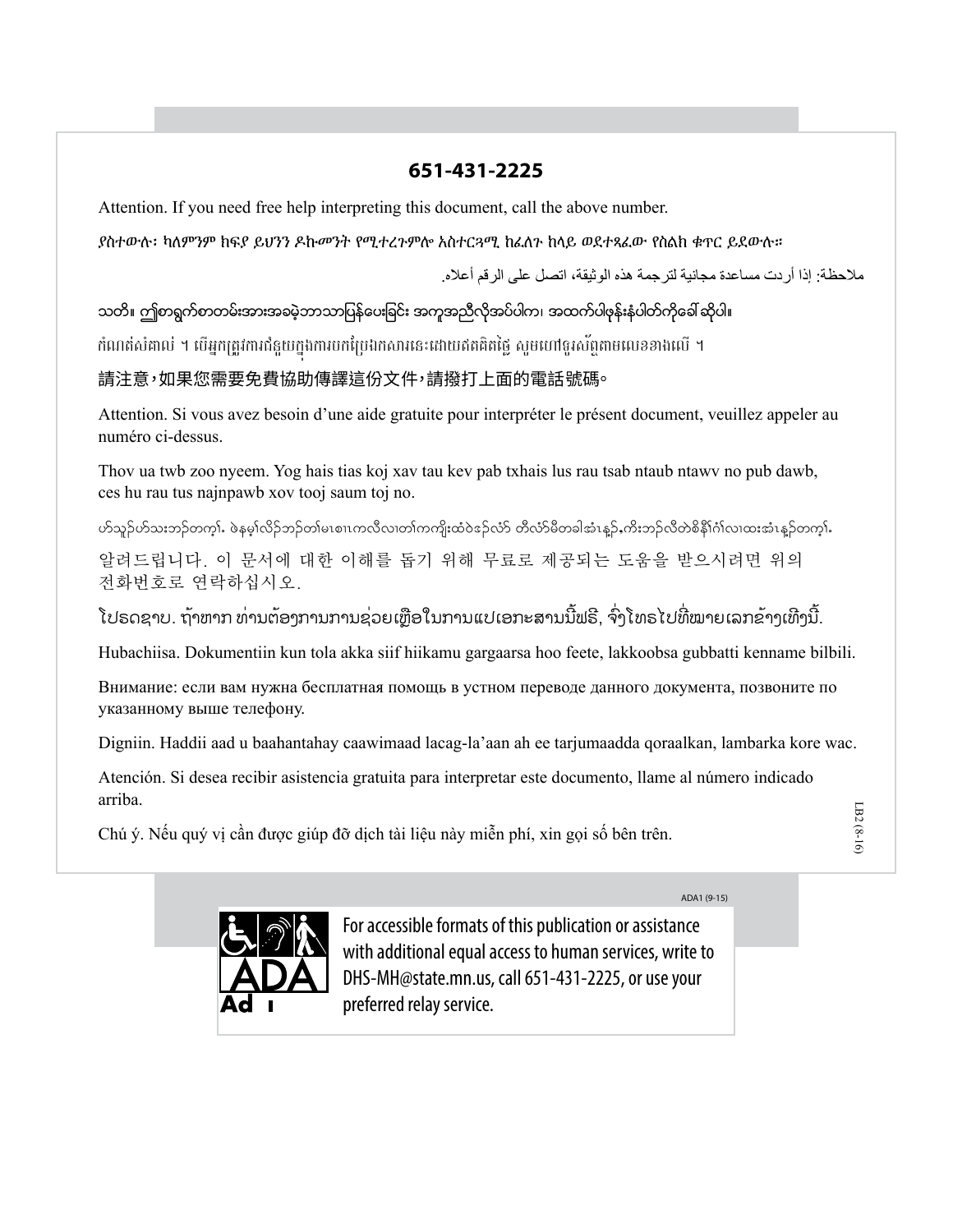**651-431-2225**

Attention. If you need free help interpreting this document, call the above number.

ያስተውሉ፡ ካለምንም ክፍያ ይህንን ዶኩመንት የሚተረጉምሎ አስተርጓሚ ከፈለጉ ከላይ ወደተጻፈው የስልክ ቁጥር ይደውሉ።

ملاحظة: إذا أردت مساعدة مجانية لترجمة هذه الوثيقة، اتصل على الرقم أعلاه.

သတိ။ ဤစာရွက်စာတမ်းအားအခမဲ့ဘာသာပြန်ပေးခြင်း အကူအညီလိုအပ်ပါက၊ အထက်ပါဖုန်းနံပါတ်ကိုခေါ်ဆိုပါ။

កំណត់សំគាល់ ។ បើអ្នកត្រូវការជំនួយក្នុងការបកប្រែឯកសារនេះដោយឥតគិតថ្លៃ សូមហៅទូរស័ព្ទតាមលេខខាងលើ ។

請注意，如果您需要免費協助傳譯這份文件，請撥打上面的電話號碼。

Attention. Si vous avez besoin d'une aide gratuite pour interpréter le présent document, veuillez appeler au numéro ci-dessus.

Thov ua twb zoo nyeem. Yog hais tias koj xav tau kev pab txhais lus rau tsab ntaub ntawv no pub dawb, ces hu rau tus najnpawb xov tooj saum toj no.

ဟ်သူဉ်ဟ်သးဘဉ်တက့ၢ်. ဖဲနမ့ၢ်လိဉ်ဘဉ်တၢ်မၤစၢၤကလီလၢတၢ်ကကျိးထံဝဲဒဉ်လံာ် တီလံာ်မီတခါအံၤန္ဉာ်,ကိးဘဉ်လီတဲစိနီၢ်ဂံၢ်လၢထးအံၤန္ဉာ်တက့ၢ်.

알려드립니다. 이 문서에 대한 이해를 돕기 위해 무료로 제공되는 도움을 받으시려면 위의 전화번호로 연락하십시오.

ໂປຣດຊາບ. ຖ້າຫາກ ທ່ານຕ້ອງການການຊ່ວຍເຫຼືອໃນການແປເອກະສານນີ້ຟຣີ, ຈົ່ງໂທຣໄປທີ່ໝາຍເລກຂ້າງເທິງນີ້.

Hubachiisa. Dokumentiin kun tola akka siif hiikamu gargaarsa hoo feete, lakkoobsa gubbatti kenname bilbili.

Внимание: если вам нужна бесплатная помощь в устном переводе данного документа, позвоните по указанному выше телефону.

Digniin. Haddii aad u baahantahay caawimaad lacag-la'aan ah ee tarjumaadda qoraalkan, lambarka kore wac.

Atención. Si desea recibir asistencia gratuita para interpretar este documento, llame al número indicado arriba.

Chú ý. Nếu quý vị cần được giúp đỡ dịch tài liệu này miễn phí, xin gọi số bên trên.

LB2 (8-16)

ADA1 (9-15)

For accessible formats of this publication or assistance with additional equal access to human services, write to DHS-MH@state.mn.us, call 651-431-2225, or use your preferred relay service.